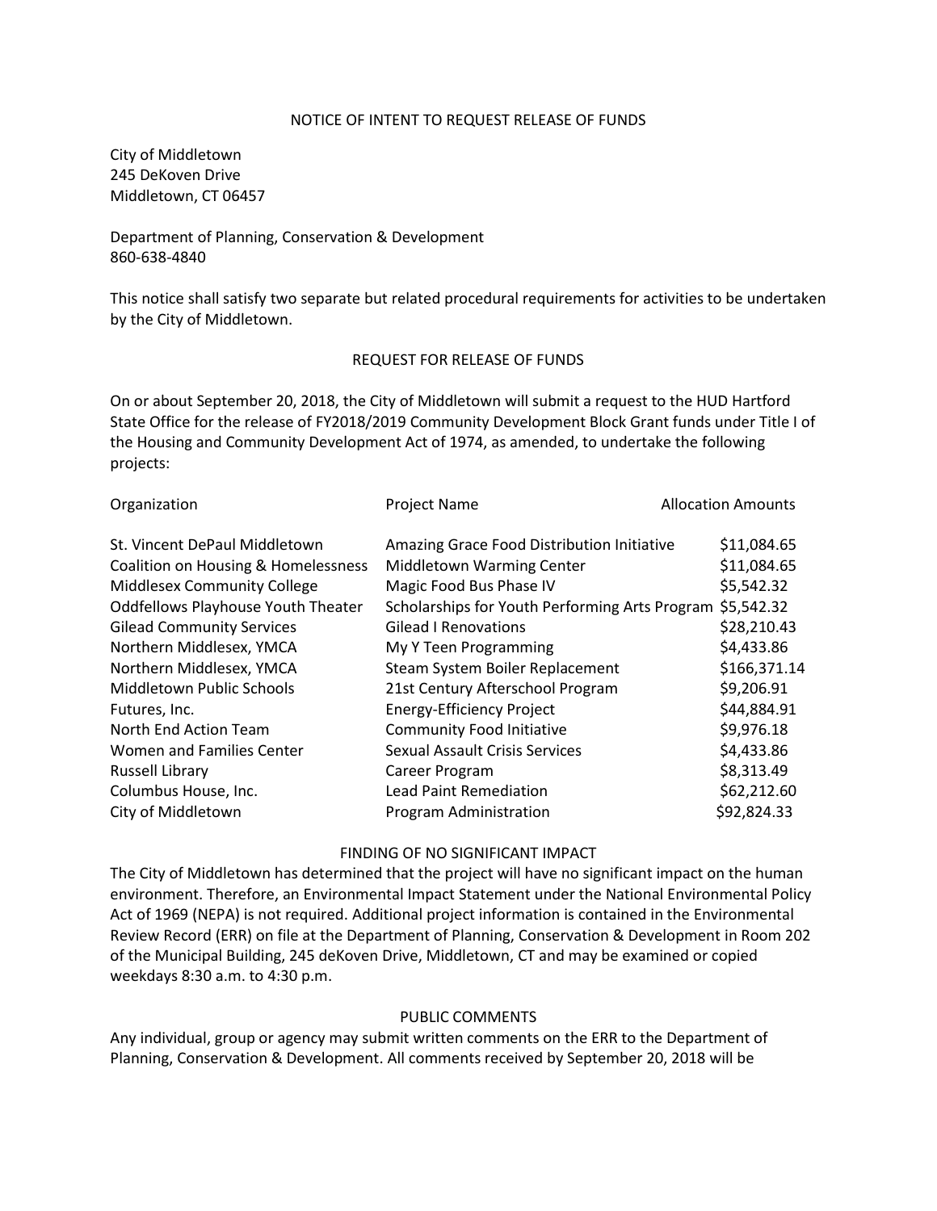## NOTICE OF INTENT TO REQUEST RELEASE OF FUNDS

City of Middletown
245 DeKoven Drive
Middletown, CT 06457

Department of Planning, Conservation & Development
860-638-4840

This notice shall satisfy two separate but related procedural requirements for activities to be undertaken by the City of Middletown.

### REQUEST FOR RELEASE OF FUNDS

On or about September 20, 2018, the City of Middletown will submit a request to the HUD Hartford State Office for the release of FY2018/2019 Community Development Block Grant funds under Title I of the Housing and Community Development Act of 1974, as amended, to undertake the following projects:

| Organization | Project Name | Allocation Amounts |
|---|---|---|
| St. Vincent DePaul Middletown | Amazing Grace Food Distribution Initiative | $11,084.65 |
| Coalition on Housing & Homelessness | Middletown Warming Center | $11,084.65 |
| Middlesex Community College | Magic Food Bus Phase IV | $5,542.32 |
| Oddfellows Playhouse Youth Theater | Scholarships for Youth Performing Arts Program | $5,542.32 |
| Gilead Community Services | Gilead I Renovations | $28,210.43 |
| Northern Middlesex, YMCA | My Y Teen Programming | $4,433.86 |
| Northern Middlesex, YMCA | Steam System Boiler Replacement | $166,371.14 |
| Middletown Public Schools | 21st Century Afterschool Program | $9,206.91 |
| Futures, Inc. | Energy-Efficiency Project | $44,884.91 |
| North End Action Team | Community Food Initiative | $9,976.18 |
| Women and Families Center | Sexual Assault Crisis Services | $4,433.86 |
| Russell Library | Career Program | $8,313.49 |
| Columbus House, Inc. | Lead Paint Remediation | $62,212.60 |
| City of Middletown | Program Administration | $92,824.33 |

### FINDING OF NO SIGNIFICANT IMPACT

The City of Middletown has determined that the project will have no significant impact on the human environment. Therefore, an Environmental Impact Statement under the National Environmental Policy Act of 1969 (NEPA) is not required. Additional project information is contained in the Environmental Review Record (ERR) on file at the Department of Planning, Conservation & Development in Room 202 of the Municipal Building, 245 deKoven Drive, Middletown, CT and may be examined or copied weekdays 8:30 a.m. to 4:30 p.m.

### PUBLIC COMMENTS

Any individual, group or agency may submit written comments on the ERR to the Department of Planning, Conservation & Development. All comments received by September 20, 2018 will be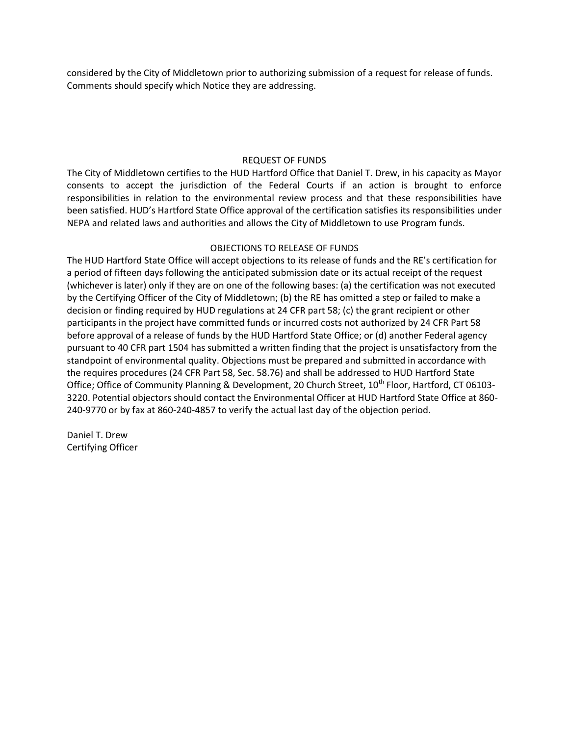considered by the City of Middletown prior to authorizing submission of a request for release of funds. Comments should specify which Notice they are addressing.

## REQUEST OF FUNDS

The City of Middletown certifies to the HUD Hartford Office that Daniel T. Drew, in his capacity as Mayor consents to accept the jurisdiction of the Federal Courts if an action is brought to enforce responsibilities in relation to the environmental review process and that these responsibilities have been satisfied. HUD's Hartford State Office approval of the certification satisfies its responsibilities under NEPA and related laws and authorities and allows the City of Middletown to use Program funds.

## OBJECTIONS TO RELEASE OF FUNDS

The HUD Hartford State Office will accept objections to its release of funds and the RE's certification for a period of fifteen days following the anticipated submission date or its actual receipt of the request (whichever is later) only if they are on one of the following bases: (a) the certification was not executed by the Certifying Officer of the City of Middletown; (b) the RE has omitted a step or failed to make a decision or finding required by HUD regulations at 24 CFR part 58; (c) the grant recipient or other participants in the project have committed funds or incurred costs not authorized by 24 CFR Part 58 before approval of a release of funds by the HUD Hartford State Office; or (d) another Federal agency pursuant to 40 CFR part 1504 has submitted a written finding that the project is unsatisfactory from the standpoint of environmental quality. Objections must be prepared and submitted in accordance with the requires procedures (24 CFR Part 58, Sec. 58.76) and shall be addressed to HUD Hartford State Office; Office of Community Planning & Development, 20 Church Street, 10th Floor, Hartford, CT 06103-3220. Potential objectors should contact the Environmental Officer at HUD Hartford State Office at 860-240-9770 or by fax at 860-240-4857 to verify the actual last day of the objection period.

Daniel T. Drew
Certifying Officer